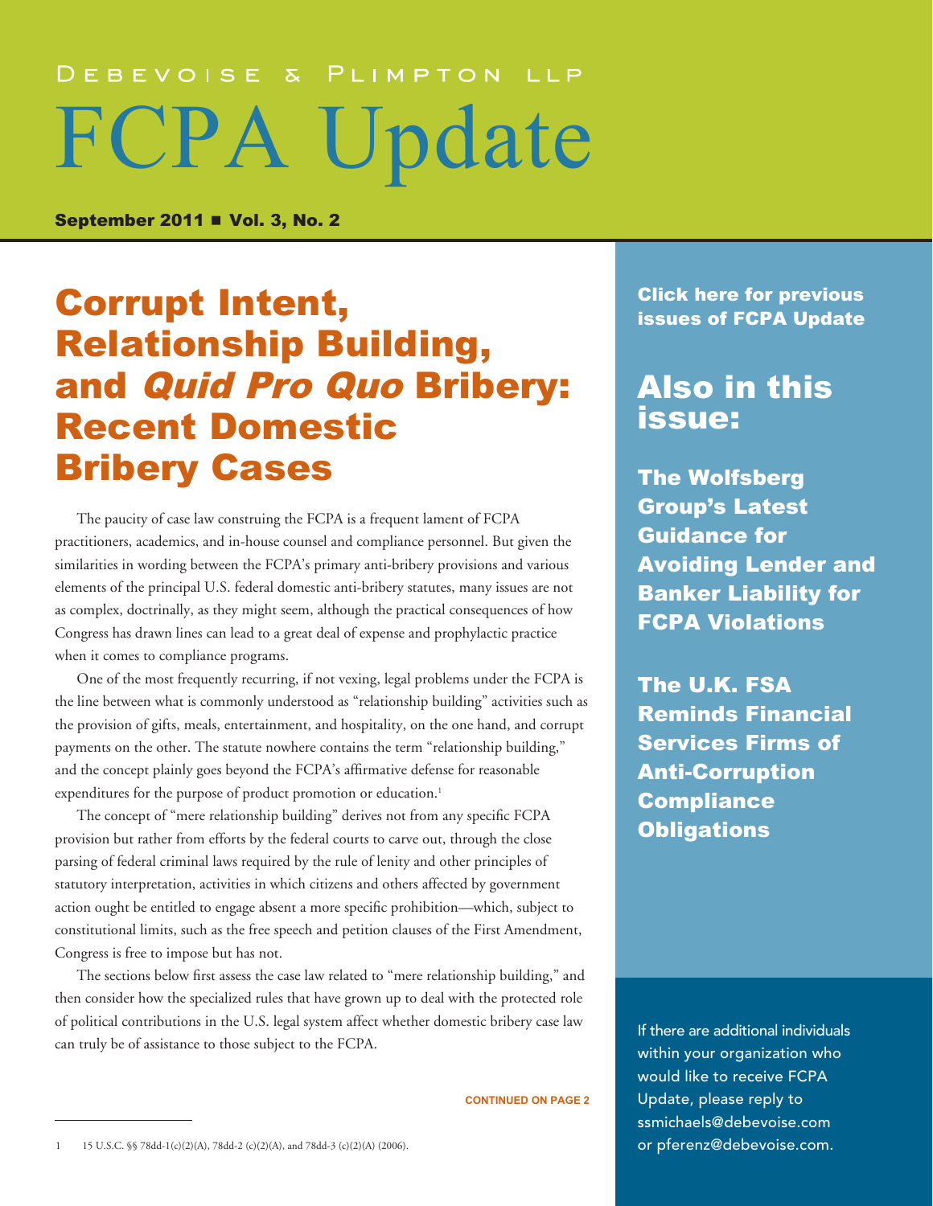Debevoise & Plimpton LLP

# FCPA Update

**September 2011 ■ Vol. 3, No. 2**

## Corrupt Intent, Relationship Building, and *Quid Pro Quo* Bribery: Recent Domestic Bribery Cases

The paucity of case law construing the FCPA is a frequent lament of FCPA practitioners, academics, and in-house counsel and compliance personnel. But given the similarities in wording between the FCPA's primary anti-bribery provisions and various elements of the principal U.S. federal domestic anti-bribery statutes, many issues are not as complex, doctrinally, as they might seem, although the practical consequences of how Congress has drawn lines can lead to a great deal of expense and prophylactic practice when it comes to compliance programs.

One of the most frequently recurring, if not vexing, legal problems under the FCPA is the line between what is commonly understood as "relationship building" activities such as the provision of gifts, meals, entertainment, and hospitality, on the one hand, and corrupt payments on the other. The statute nowhere contains the term "relationship building," and the concept plainly goes beyond the FCPA's affirmative defense for reasonable expenditures for the purpose of product promotion or education.[1]

The concept of "mere relationship building" derives not from any specific FCPA provision but rather from efforts by the federal courts to carve out, through the close parsing of federal criminal laws required by the rule of lenity and other principles of statutory interpretation, activities in which citizens and others affected by government action ought be entitled to engage absent a more specific prohibition—which, subject to constitutional limits, such as the free speech and petition clauses of the First Amendment, Congress is free to impose but has not.

The sections below first assess the case law related to "mere relationship building," and then consider how the specialized rules that have grown up to deal with the protected role of political contributions in the U.S. legal system affect whether domestic bribery case law can truly be of assistance to those subject to the FCPA.

CONTINUED ON PAGE 2

1 15 U.S.C. §§ 78dd-1(c)(2)(A), 78dd-2 (c)(2)(A), and 78dd-3 (c)(2)(A) (2006).

**Click here for previous issues of FCPA Update**

## Also in this issue:

**The Wolfsberg Group's Latest Guidance for Avoiding Lender and Banker Liability for FCPA Violations**

**The U.K. FSA Reminds Financial Services Firms of Anti-Corruption Compliance Obligations**

If there are additional individuals within your organization who would like to receive FCPA Update, please reply to ssmichaels@debevoise.com or pferenz@debevoise.com.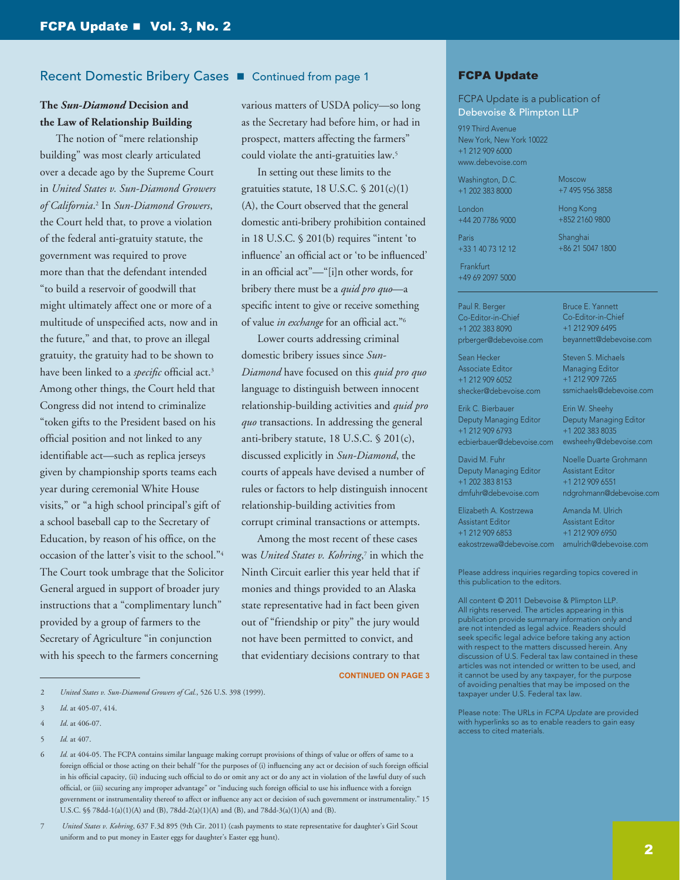## Recent Domestic Bribery Cases ■ Continued from page 1

### The *Sun-Diamond* Decision and the Law of Relationship Building

The notion of "mere relationship building" was most clearly articulated over a decade ago by the Supreme Court in *United States v. Sun-Diamond Growers of California*.[2] In *Sun-Diamond Growers*, the Court held that, to prove a violation of the federal anti-gratuity statute, the government was required to prove more than that the defendant intended "to build a reservoir of goodwill that might ultimately affect one or more of a multitude of unspecified acts, now and in the future," and that, to prove an illegal gratuity, the gratuity had to be shown to have been linked to a *specific* official act.[3] Among other things, the Court held that Congress did not intend to criminalize "token gifts to the President based on his official position and not linked to any identifiable act—such as replica jerseys given by championship sports teams each year during ceremonial White House visits," or "a high school principal's gift of a school baseball cap to the Secretary of Education, by reason of his office, on the occasion of the latter's visit to the school."[4] The Court took umbrage that the Solicitor General argued in support of broader jury instructions that a "complimentary lunch" provided by a group of farmers to the Secretary of Agriculture "in conjunction with his speech to the farmers concerning various matters of USDA policy—so long as the Secretary had before him, or had in prospect, matters affecting the farmers" could violate the anti-gratuities law.[5]

In setting out these limits to the gratuities statute, 18 U.S.C. § 201(c)(1)(A), the Court observed that the general domestic anti-bribery prohibition contained in 18 U.S.C. § 201(b) requires "intent 'to influence' an official act or 'to be influenced' in an official act"—"[i]n other words, for bribery there must be a *quid pro quo*—a specific intent to give or receive something of value *in exchange* for an official act."[6]

Lower courts addressing criminal domestic bribery issues since *Sun-Diamond* have focused on this *quid pro quo* language to distinguish between innocent relationship-building activities and *quid pro quo* transactions. In addressing the general anti-bribery statute, 18 U.S.C. § 201(c), discussed explicitly in *Sun-Diamond*, the courts of appeals have devised a number of rules or factors to help distinguish innocent relationship-building activities from corrupt criminal transactions or attempts.

Among the most recent of these cases was *United States v. Kohring*,[7] in which the Ninth Circuit earlier this year held that if monies and things provided to an Alaska state representative had in fact been given out of "friendship or pity" the jury would not have been permitted to convict, and that evidentiary decisions contrary to that

CONTINUED ON PAGE 3

---

2 *United States v. Sun-Diamond Growers of Cal.*, 526 U.S. 398 (1999).

3 *Id.* at 405-07, 414.

4 *Id.* at 406-07.

5 *Id.* at 407.

6 *Id.* at 404-05. The FCPA contains similar language making corrupt provisions of things of value or offers of same to a foreign official or those acting on their behalf "for the purposes of (i) influencing any act or decision of such foreign official in his official capacity, (ii) inducing such official to do or omit any act or do any act in violation of the lawful duty of such official, or (iii) securing any improper advantage" or "inducing such foreign official to use his influence with a foreign government or instrumentality thereof to affect or influence any act or decision of such government or instrumentality." 15 U.S.C. §§ 78dd-1(a)(1)(A) and (B), 78dd-2(a)(1)(A) and (B), and 78dd-3(a)(1)(A) and (B).

7 *United States v. Kohring*, 637 F.3d 895 (9th Cir. 2011) (cash payments to state representative for daughter's Girl Scout uniform and to put money in Easter eggs for daughter's Easter egg hunt).

---

**FCPA Update**

FCPA Update is a publication of Debevoise & Plimpton LLP

919 Third Avenue
New York, New York 10022
+1 212 909 6000
www.debevoise.com

Washington, D.C.
+1 202 383 8000

London
+44 20 7786 9000

Paris
+33 1 40 73 12 12

Frankfurt
+49 69 2097 5000

Moscow
+7 495 956 3858

Hong Kong
+852 2160 9800

Shanghai
+86 21 5047 1800

Paul R. Berger
Co-Editor-in-Chief
+1 202 383 8090
prberger@debevoise.com

Bruce E. Yannett
Co-Editor-in-Chief
+1 212 909 6495
beyannett@debevoise.com

Sean Hecker
Associate Editor
+1 212 909 6052
shecker@debevoise.com

Steven S. Michaels
Managing Editor
+1 212 909 7265
ssmichaels@debevoise.com

Erik C. Bierbauer
Deputy Managing Editor
+1 212 909 6793
ecbierbauer@debevoise.com

Erin W. Sheehy
Deputy Managing Editor
+1 202 383 8035
ewsheehy@debevoise.com

David M. Fuhr
Deputy Managing Editor
+1 202 383 8153
dmfuhr@debevoise.com

Noelle Duarte Grohmann
Assistant Editor
+1 212 909 6551
ndgrohmann@debevoise.com

Elizabeth A. Kostrzewa
Assistant Editor
+1 212 909 6853
eakostrzewa@debevoise.com

Amanda M. Ulrich
Assistant Editor
+1 212 909 6950
amulrich@debevoise.com

Please address inquiries regarding topics covered in this publication to the editors.

All content © 2011 Debevoise & Plimpton LLP. All rights reserved. The articles appearing in this publication provide summary information only and are not intended as legal advice. Readers should seek specific legal advice before taking any action with respect to the matters discussed herein. Any discussion of U.S. Federal tax law contained in these articles was not intended or written to be used, and it cannot be used by any taxpayer, for the purpose of avoiding penalties that may be imposed on the taxpayer under U.S. Federal tax law.

Please note: The URLs in *FCPA Update* are provided with hyperlinks so as to enable readers to gain easy access to cited materials.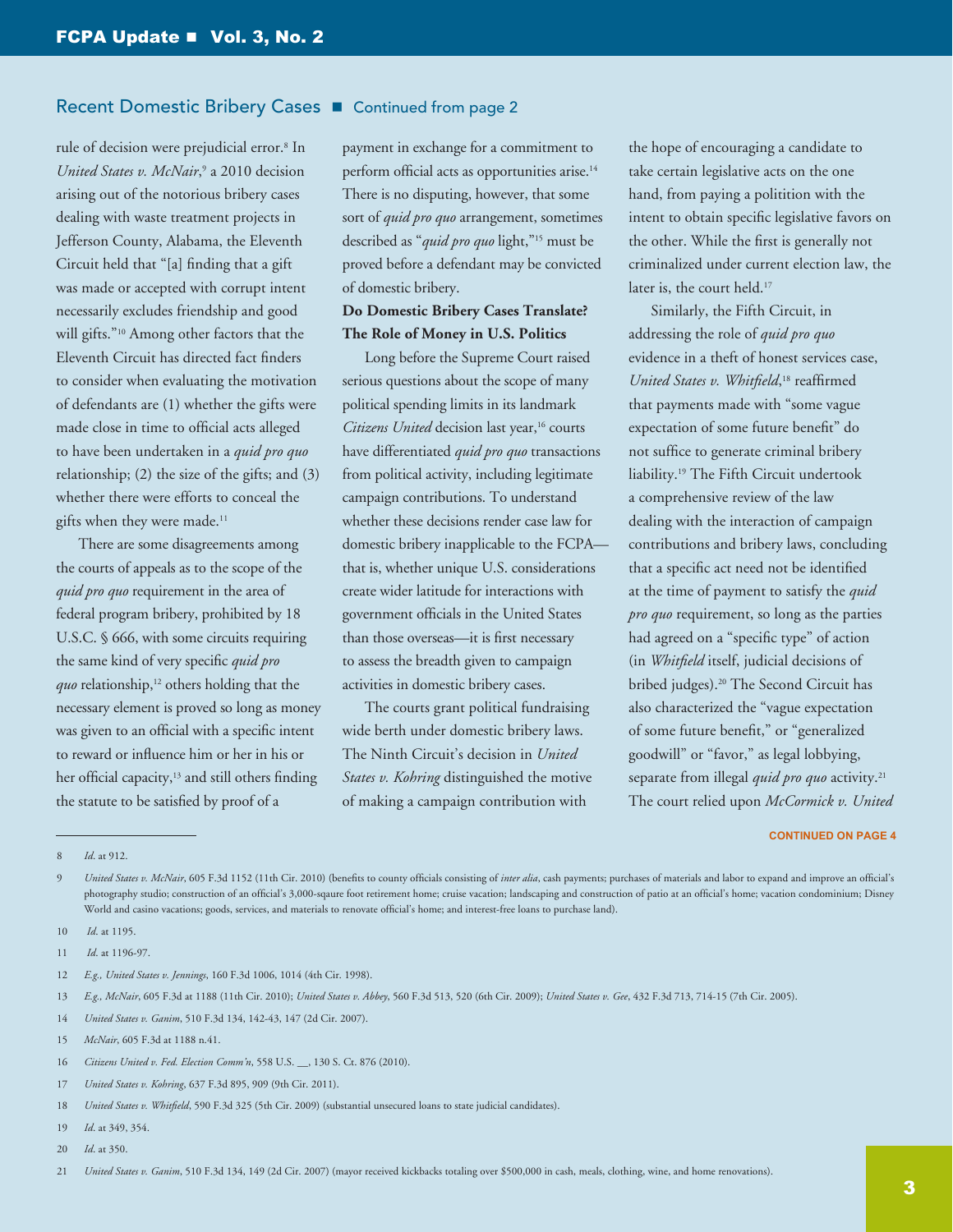## Recent Domestic Bribery Cases ■ Continued from page 2

rule of decision were prejudicial error.[8] In *United States v. McNair*,[9] a 2010 decision arising out of the notorious bribery cases dealing with waste treatment projects in Jefferson County, Alabama, the Eleventh Circuit held that "[a] finding that a gift was made or accepted with corrupt intent necessarily excludes friendship and good will gifts."[10] Among other factors that the Eleventh Circuit has directed fact finders to consider when evaluating the motivation of defendants are (1) whether the gifts were made close in time to official acts alleged to have been undertaken in a *quid pro quo* relationship; (2) the size of the gifts; and (3) whether there were efforts to conceal the gifts when they were made.[11]

There are some disagreements among the courts of appeals as to the scope of the *quid pro quo* requirement in the area of federal program bribery, prohibited by 18 U.S.C. § 666, with some circuits requiring the same kind of very specific *quid pro quo* relationship,[12] others holding that the necessary element is proved so long as money was given to an official with a specific intent to reward or influence him or her in his or her official capacity,[13] and still others finding the statute to be satisfied by proof of a payment in exchange for a commitment to perform official acts as opportunities arise.[14] There is no disputing, however, that some sort of *quid pro quo* arrangement, sometimes described as "*quid pro quo* light,"[15] must be proved before a defendant may be convicted of domestic bribery.

**Do Domestic Bribery Cases Translate? The Role of Money in U.S. Politics**

Long before the Supreme Court raised serious questions about the scope of many political spending limits in its landmark *Citizens United* decision last year,[16] courts have differentiated *quid pro quo* transactions from political activity, including legitimate campaign contributions. To understand whether these decisions render case law for domestic bribery inapplicable to the FCPA—that is, whether unique U.S. considerations create wider latitude for interactions with government officials in the United States than those overseas—it is first necessary to assess the breadth given to campaign activities in domestic bribery cases.

The courts grant political fundraising wide berth under domestic bribery laws. The Ninth Circuit's decision in *United States v. Kohring* distinguished the motive of making a campaign contribution with the hope of encouraging a candidate to take certain legislative acts on the one hand, from paying a polititian with the intent to obtain specific legislative favors on the other. While the first is generally not criminalized under current election law, the later is, the court held.[17]

Similarly, the Fifth Circuit, in addressing the role of *quid pro quo* evidence in a theft of honest services case, *United States v. Whitfield*,[18] reaffirmed that payments made with "some vague expectation of some future benefit" do not suffice to generate criminal bribery liability.[19] The Fifth Circuit undertook a comprehensive review of the law dealing with the interaction of campaign contributions and bribery laws, concluding that a specific act need not be identified at the time of payment to satisfy the *quid pro quo* requirement, so long as the parties had agreed on a "specific type" of action (in *Whitfield* itself, judicial decisions of bribed judges).[20] The Second Circuit has also characterized the "vague expectation of some future benefit," or "generalized goodwill" or "favor," as legal lobbying, separate from illegal *quid pro quo* activity.[21] The court relied upon *McCormick v. United*

CONTINUED ON PAGE 4

---

8 *Id*. at 912.

9 *United States v. McNair*, 605 F.3d 1152 (11th Cir. 2010) (benefits to county officials consisting of *inter alia*, cash payments; purchases of materials and labor to expand and improve an official's photography studio; construction of an official's 3,000-sqaure foot retirement home; cruise vacation; landscaping and construction of patio at an official's home; vacation condominium; Disney World and casino vacations; goods, services, and materials to renovate official's home; and interest-free loans to purchase land).

10 *Id*. at 1195.

11 *Id*. at 1196-97.

12 *E.g., United States v. Jennings*, 160 F.3d 1006, 1014 (4th Cir. 1998).

13 *E.g., McNair*, 605 F.3d at 1188 (11th Cir. 2010); *United States v. Abbey*, 560 F.3d 513, 520 (6th Cir. 2009); *United States v. Gee*, 432 F.3d 713, 714-15 (7th Cir. 2005).

14 *United States v. Ganim*, 510 F.3d 134, 142-43, 147 (2d Cir. 2007).

15 *McNair*, 605 F.3d at 1188 n.41.

16 *Citizens United v. Fed. Election Comm'n*, 558 U.S. __, 130 S. Ct. 876 (2010).

17 *United States v. Kohring*, 637 F.3d 895, 909 (9th Cir. 2011).

18 *United States v. Whitfield*, 590 F.3d 325 (5th Cir. 2009) (substantial unsecured loans to state judicial candidates).

19 *Id*. at 349, 354.

20 *Id*. at 350.

21 *United States v. Ganim*, 510 F.3d 134, 149 (2d Cir. 2007) (mayor received kickbacks totaling over $500,000 in cash, meals, clothing, wine, and home renovations).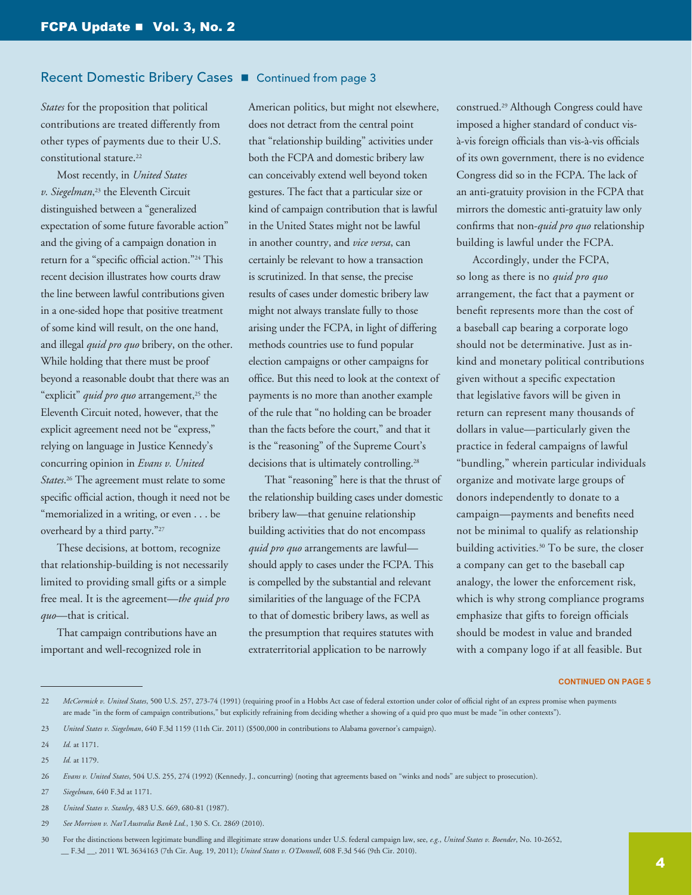## Recent Domestic Bribery Cases ■ Continued from page 3

*States* for the proposition that political contributions are treated differently from other types of payments due to their U.S. constitutional stature.[22]

Most recently, in *United States v. Siegelman*,[23] the Eleventh Circuit distinguished between a "generalized expectation of some future favorable action" and the giving of a campaign donation in return for a "specific official action."[24] This recent decision illustrates how courts draw the line between lawful contributions given in a one-sided hope that positive treatment of some kind will result, on the one hand, and illegal *quid pro quo* bribery, on the other. While holding that there must be proof beyond a reasonable doubt that there was an "explicit" *quid pro quo* arrangement,[25] the Eleventh Circuit noted, however, that the explicit agreement need not be "express," relying on language in Justice Kennedy's concurring opinion in *Evans v. United States*.[26] The agreement must relate to some specific official action, though it need not be "memorialized in a writing, or even . . . be overheard by a third party."[27]

These decisions, at bottom, recognize that relationship-building is not necessarily limited to providing small gifts or a simple free meal. It is the agreement—*the quid pro quo*—that is critical.

That campaign contributions have an important and well-recognized role in American politics, but might not elsewhere, does not detract from the central point that "relationship building" activities under both the FCPA and domestic bribery law can conceivably extend well beyond token gestures. The fact that a particular size or kind of campaign contribution that is lawful in the United States might not be lawful in another country, and *vice versa*, can certainly be relevant to how a transaction is scrutinized. In that sense, the precise results of cases under domestic bribery law might not always translate fully to those arising under the FCPA, in light of differing methods countries use to fund popular election campaigns or other campaigns for office. But this need to look at the context of payments is no more than another example of the rule that "no holding can be broader than the facts before the court," and that it is the "reasoning" of the Supreme Court's decisions that is ultimately controlling.[28]

That "reasoning" here is that the thrust of the relationship building cases under domestic bribery law—that genuine relationship building activities that do not encompass *quid pro quo* arrangements are lawful—should apply to cases under the FCPA. This is compelled by the substantial and relevant similarities of the language of the FCPA to that of domestic bribery laws, as well as the presumption that requires statutes with extraterritorial application to be narrowly construed.[29] Although Congress could have imposed a higher standard of conduct vis-à-vis foreign officials than vis-à-vis officials of its own government, there is no evidence Congress did so in the FCPA. The lack of an anti-gratuity provision in the FCPA that mirrors the domestic anti-gratuity law only confirms that non-*quid pro quo* relationship building is lawful under the FCPA.

Accordingly, under the FCPA, so long as there is no *quid pro quo* arrangement, the fact that a payment or benefit represents more than the cost of a baseball cap bearing a corporate logo should not be determinative. Just as in-kind and monetary political contributions given without a specific expectation that legislative favors will be given in return can represent many thousands of dollars in value—particularly given the practice in federal campaigns of lawful "bundling," wherein particular individuals organize and motivate large groups of donors independently to donate to a campaign—payments and benefits need not be minimal to qualify as relationship building activities.[30] To be sure, the closer a company can get to the baseball cap analogy, the lower the enforcement risk, which is why strong compliance programs emphasize that gifts to foreign officials should be modest in value and branded with a company logo if at all feasible. But

CONTINUED ON PAGE 5

---

22 *McCormick v. United States*, 500 U.S. 257, 273-74 (1991) (requiring proof in a Hobbs Act case of federal extortion under color of official right of an express promise when payments are made "in the form of campaign contributions," but explicitly refraining from deciding whether a showing of a quid pro quo must be made "in other contexts").

23 *United States v. Siegelman*, 640 F.3d 1159 (11th Cir. 2011) ($500,000 in contributions to Alabama governor's campaign).

24 *Id.* at 1171.

25 *Id.* at 1179.

26 *Evans v. United States*, 504 U.S. 255, 274 (1992) (Kennedy, J., concurring) (noting that agreements based on "winks and nods" are subject to prosecution).

27 *Siegelman*, 640 F.3d at 1171.

28 *United States v. Stanley*, 483 U.S. 669, 680-81 (1987).

29 *See Morrison v. Nat'l Australia Bank Ltd.*, 130 S. Ct. 2869 (2010).

30 For the distinctions between legitimate bundling and illegitimate straw donations under U.S. federal campaign law, see, *e.g.*, *United States v. Boender*, No. 10-2652, __ F.3d __, 2011 WL 3634163 (7th Cir. Aug. 19, 2011); *United States v. O'Donnell*, 608 F.3d 546 (9th Cir. 2010).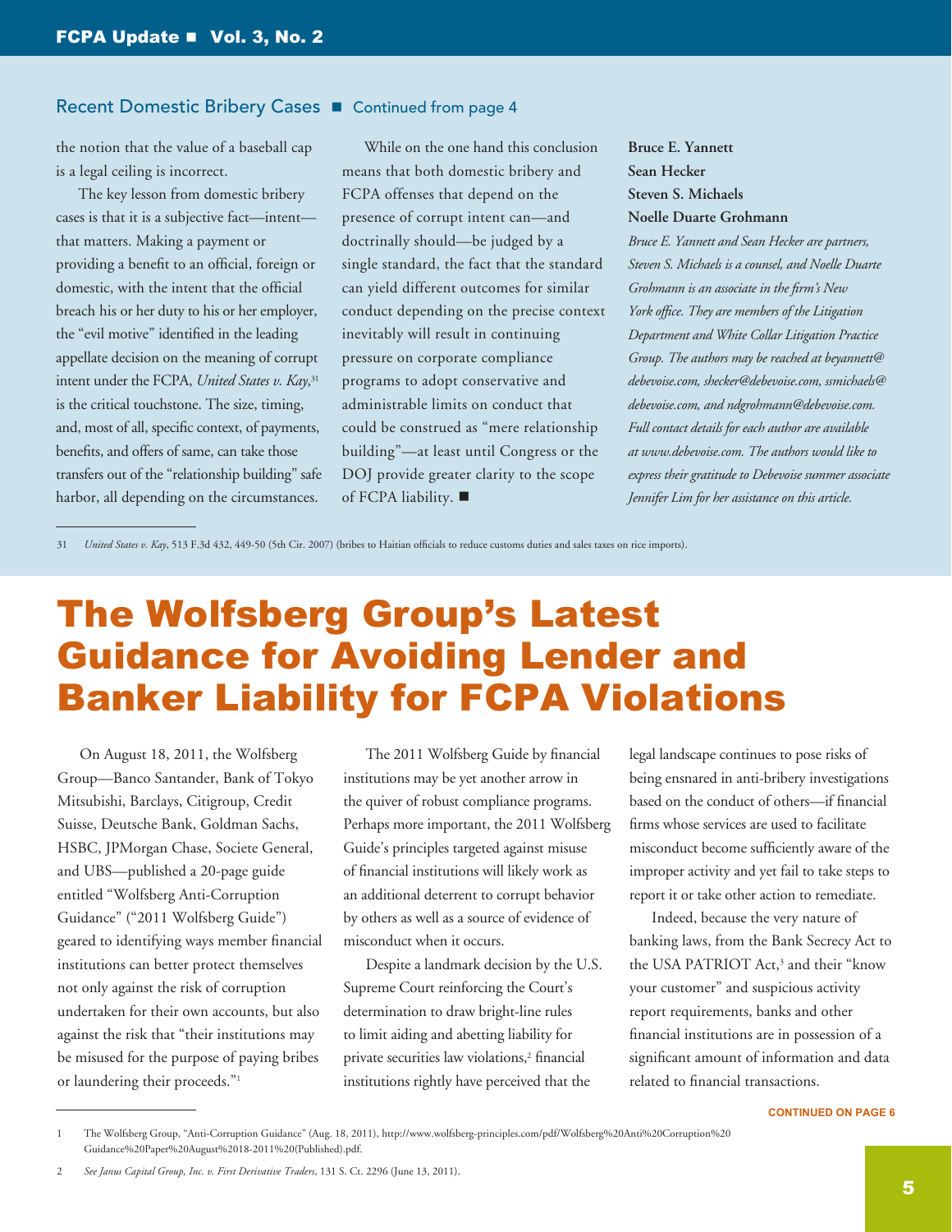## Recent Domestic Bribery Cases ■ Continued from page 4

the notion that the value of a baseball cap is a legal ceiling is incorrect.

The key lesson from domestic bribery cases is that it is a subjective fact—intent—that matters. Making a payment or providing a benefit to an official, foreign or domestic, with the intent that the official breach his or her duty to his or her employer, the "evil motive" identified in the leading appellate decision on the meaning of corrupt intent under the FCPA, *United States v. Kay*,[31] is the critical touchstone. The size, timing, and, most of all, specific context, of payments, benefits, and offers of same, can take those transfers out of the "relationship building" safe harbor, all depending on the circumstances.

While on the one hand this conclusion means that both domestic bribery and FCPA offenses that depend on the presence of corrupt intent can—and doctrinally should—be judged by a single standard, the fact that the standard can yield different outcomes for similar conduct depending on the precise context inevitably will result in continuing pressure on corporate compliance programs to adopt conservative and administrable limits on conduct that could be construed as "mere relationship building"—at least until Congress or the DOJ provide greater clarity to the scope of FCPA liability. ■

**Bruce E. Yannett**
**Sean Hecker**
**Steven S. Michaels**
**Noelle Duarte Grohmann**

*Bruce E. Yannett and Sean Hecker are partners, Steven S. Michaels is a counsel, and Noelle Duarte Grohmann is an associate in the firm's New York office. They are members of the Litigation Department and White Collar Litigation Practice Group. The authors may be reached at beyannett@debevoise.com, shecker@debevoise.com, ssmichaels@debevoise.com, and ndgrohmann@debevoise.com. Full contact details for each author are available at www.debevoise.com. The authors would like to express their gratitude to Debevoise summer associate Jennifer Lim for her assistance on this article.*

31 *United States v. Kay*, 513 F.3d 432, 449-50 (5th Cir. 2007) (bribes to Haitian officials to reduce customs duties and sales taxes on rice imports).

# The Wolfsberg Group's Latest Guidance for Avoiding Lender and Banker Liability for FCPA Violations

On August 18, 2011, the Wolfsberg Group—Banco Santander, Bank of Tokyo Mitsubishi, Barclays, Citigroup, Credit Suisse, Deutsche Bank, Goldman Sachs, HSBC, JPMorgan Chase, Societe General, and UBS—published a 20-page guide entitled "Wolfsberg Anti-Corruption Guidance" ("2011 Wolfsberg Guide") geared to identifying ways member financial institutions can better protect themselves not only against the risk of corruption undertaken for their own accounts, but also against the risk that "their institutions may be misused for the purpose of paying bribes or laundering their proceeds."[1]

The 2011 Wolfsberg Guide by financial institutions may be yet another arrow in the quiver of robust compliance programs. Perhaps more important, the 2011 Wolfsberg Guide's principles targeted against misuse of financial institutions will likely work as an additional deterrent to corrupt behavior by others as well as a source of evidence of misconduct when it occurs.

Despite a landmark decision by the U.S. Supreme Court reinforcing the Court's determination to draw bright-line rules to limit aiding and abetting liability for private securities law violations,[2] financial institutions rightly have perceived that the legal landscape continues to pose risks of being ensnared in anti-bribery investigations based on the conduct of others—if financial firms whose services are used to facilitate misconduct become sufficiently aware of the improper activity and yet fail to take steps to report it or take other action to remediate.

Indeed, because the very nature of banking laws, from the Bank Secrecy Act to the USA PATRIOT Act,[3] and their "know your customer" and suspicious activity report requirements, banks and other financial institutions are in possession of a significant amount of information and data related to financial transactions.

CONTINUED ON PAGE 6

1 The Wolfsberg Group, "Anti-Corruption Guidance" (Aug. 18, 2011), http://www.wolfsberg-principles.com/pdf/Wolfsberg%20Anti%20Corruption%20Guidance%20Paper%20August%2018-2011%20(Published).pdf.

2 *See Janus Capital Group, Inc. v. First Derivative Traders*, 131 S. Ct. 2296 (June 13, 2011).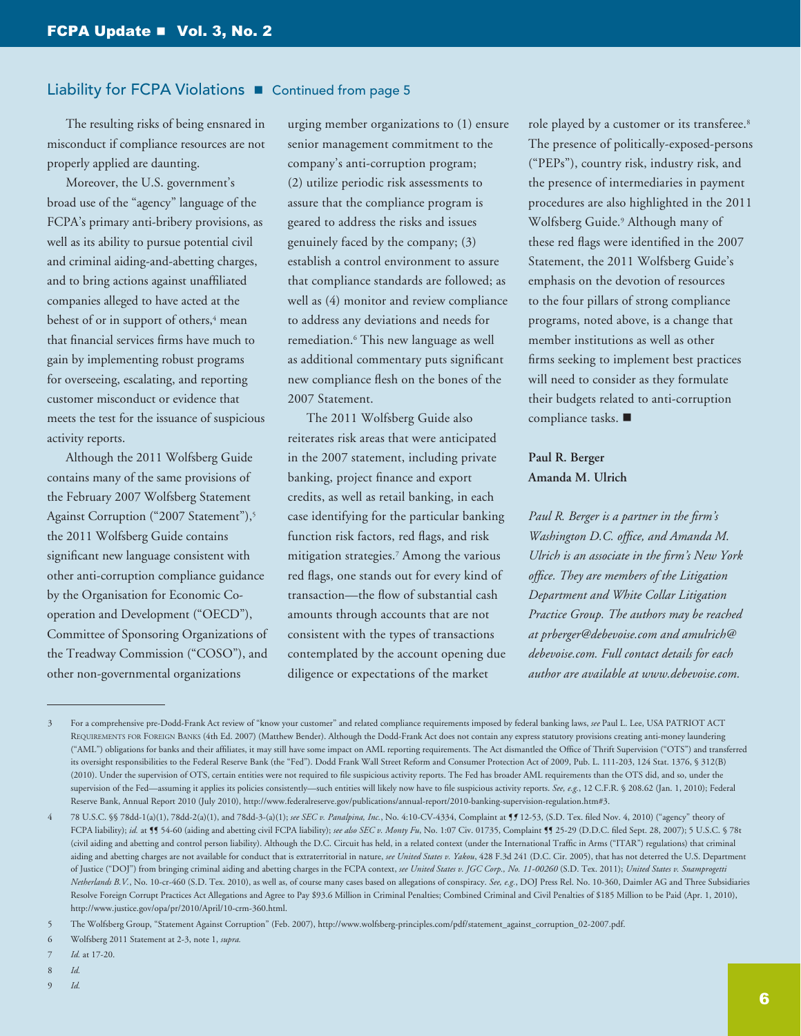## Liability for FCPA Violations ■ Continued from page 5

The resulting risks of being ensnared in misconduct if compliance resources are not properly applied are daunting.

Moreover, the U.S. government's broad use of the "agency" language of the FCPA's primary anti-bribery provisions, as well as its ability to pursue potential civil and criminal aiding-and-abetting charges, and to bring actions against unaffiliated companies alleged to have acted at the behest of or in support of others,[4] mean that financial services firms have much to gain by implementing robust programs for overseeing, escalating, and reporting customer misconduct or evidence that meets the test for the issuance of suspicious activity reports.

Although the 2011 Wolfsberg Guide contains many of the same provisions of the February 2007 Wolfsberg Statement Against Corruption ("2007 Statement"),[5] the 2011 Wolfsberg Guide contains significant new language consistent with other anti-corruption compliance guidance by the Organisation for Economic Co-operation and Development ("OECD"), Committee of Sponsoring Organizations of the Treadway Commission ("COSO"), and other non-governmental organizations urging member organizations to (1) ensure senior management commitment to the company's anti-corruption program; (2) utilize periodic risk assessments to assure that the compliance program is geared to address the risks and issues genuinely faced by the company; (3) establish a control environment to assure that compliance standards are followed; as well as (4) monitor and review compliance to address any deviations and needs for remediation.[6] This new language as well as additional commentary puts significant new compliance flesh on the bones of the 2007 Statement.

The 2011 Wolfsberg Guide also reiterates risk areas that were anticipated in the 2007 statement, including private banking, project finance and export credits, as well as retail banking, in each case identifying for the particular banking function risk factors, red flags, and risk mitigation strategies.[7] Among the various red flags, one stands out for every kind of transaction—the flow of substantial cash amounts through accounts that are not consistent with the types of transactions contemplated by the account opening due diligence or expectations of the market role played by a customer or its transferee.[8] The presence of politically-exposed-persons ("PEPs"), country risk, industry risk, and the presence of intermediaries in payment procedures are also highlighted in the 2011 Wolfsberg Guide.[9] Although many of these red flags were identified in the 2007 Statement, the 2011 Wolfsberg Guide's emphasis on the devotion of resources to the four pillars of strong compliance programs, noted above, is a change that member institutions as well as other firms seeking to implement best practices will need to consider as they formulate their budgets related to anti-corruption compliance tasks. ■

**Paul R. Berger**
**Amanda M. Ulrich**

*Paul R. Berger is a partner in the firm's Washington D.C. office, and Amanda M. Ulrich is an associate in the firm's New York office. They are members of the Litigation Department and White Collar Litigation Practice Group. The authors may be reached at prberger@debevoise.com and amulrich@debevoise.com. Full contact details for each author are available at www.debevoise.com.*

---

3 For a comprehensive pre-Dodd-Frank Act review of "know your customer" and related compliance requirements imposed by federal banking laws, *see* Paul L. Lee, USA PATRIOT ACT Requirements for Foreign Banks (4th Ed. 2007) (Matthew Bender). Although the Dodd-Frank Act does not contain any express statutory provisions creating anti-money laundering ("AML") obligations for banks and their affiliates, it may still have some impact on AML reporting requirements. The Act dismantled the Office of Thrift Supervision ("OTS") and transferred its oversight responsibilities to the Federal Reserve Bank (the "Fed"). Dodd Frank Wall Street Reform and Consumer Protection Act of 2009, Pub. L. 111-203, 124 Stat. 1376, § 312(B) (2010). Under the supervision of OTS, certain entities were not required to file suspicious activity reports. The Fed has broader AML requirements than the OTS did, and so, under the supervision of the Fed—assuming it applies its policies consistently—such entities will likely now have to file suspicious activity reports. *See, e.g.*, 12 C.F.R. § 208.62 (Jan. 1, 2010); Federal Reserve Bank, Annual Report 2010 (July 2010), http://www.federalreserve.gov/publications/annual-report/2010-banking-supervision-regulation.htm#3.

4 78 U.S.C. §§ 78dd-1(a)(1), 78dd-2(a)(1), and 78dd-3-(a)(1); *see SEC v. Panalpina, Inc.*, No. 4:10-CV-4334, Complaint at ¶¶ 12-53, (S.D. Tex. filed Nov. 4, 2010) ("agency" theory of FCPA liability); *id.* at ¶¶ 54-60 (aiding and abetting civil FCPA liability); *see also SEC v. Monty Fu*, No. 1:07 Civ. 01735, Complaint ¶¶ 25-29 (D.D.C. filed Sept. 28, 2007); 5 U.S.C. § 78t (civil aiding and abetting and control person liability). Although the D.C. Circuit has held, in a related context (under the International Traffic in Arms ("ITAR") regulations) that criminal aiding and abetting charges are not available for conduct that is extraterritorial in nature, *see United States v. Yakou*, 428 F.3d 241 (D.C. Cir. 2005), that has not deterred the U.S. Department of Justice ("DOJ") from bringing criminal aiding and abetting charges in the FCPA context, *see United States v. JGC Corp., No. 11-00260* (S.D. Tex. 2011); *United States v. Snamprogetti Netherlands B.V.*, No. 10-cr-460 (S.D. Tex. 2010), as well as, of course many cases based on allegations of conspiracy. *See, e.g.*, DOJ Press Rel. No. 10-360, Daimler AG and Three Subsidiaries Resolve Foreign Corrupt Practices Act Allegations and Agree to Pay $93.6 Million in Criminal Penalties; Combined Criminal and Civil Penalties of $185 Million to be Paid (Apr. 1, 2010), http://www.justice.gov/opa/pr/2010/April/10-crm-360.html.

5 The Wolfsberg Group, "Statement Against Corruption" (Feb. 2007), http://www.wolfsberg-principles.com/pdf/statement_against_corruption_02-2007.pdf.

6 Wolfsberg 2011 Statement at 2-3, note 1, *supra.*

7 *Id.* at 17-20.

8 *Id.*

9 *Id.*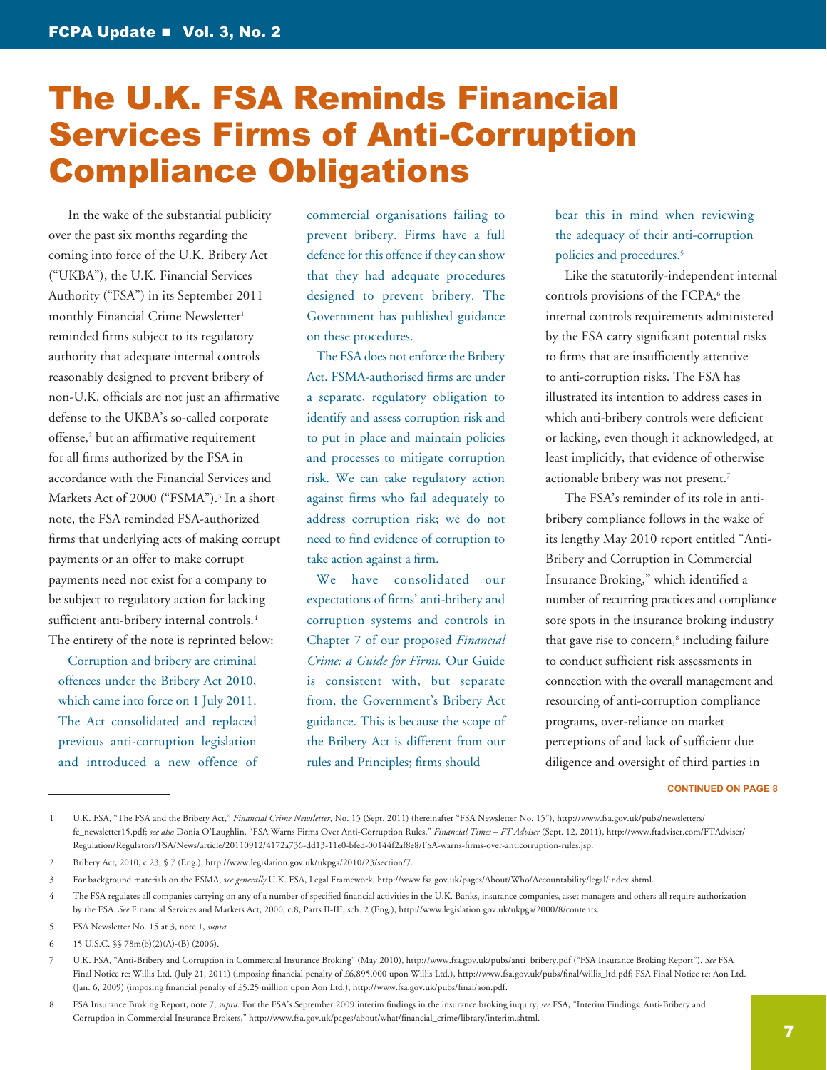# The U.K. FSA Reminds Financial Services Firms of Anti-Corruption Compliance Obligations

In the wake of the substantial publicity over the past six months regarding the coming into force of the U.K. Bribery Act ("UKBA"), the U.K. Financial Services Authority ("FSA") in its September 2011 monthly Financial Crime Newsletter[1] reminded firms subject to its regulatory authority that adequate internal controls reasonably designed to prevent bribery of non-U.K. officials are not just an affirmative defense to the UKBA's so-called corporate offense,[2] but an affirmative requirement for all firms authorized by the FSA in accordance with the Financial Services and Markets Act of 2000 ("FSMA").[3] In a short note, the FSA reminded FSA-authorized firms that underlying acts of making corrupt payments or an offer to make corrupt payments need not exist for a company to be subject to regulatory action for lacking sufficient anti-bribery internal controls.[4] The entirety of the note is reprinted below:

> Corruption and bribery are criminal offences under the Bribery Act 2010, which came into force on 1 July 2011. The Act consolidated and replaced previous anti-corruption legislation and introduced a new offence of commercial organisations failing to prevent bribery. Firms have a full defence for this offence if they can show that they had adequate procedures designed to prevent bribery. The Government has published guidance on these procedures.
>
> The FSA does not enforce the Bribery Act. FSMA-authorised firms are under a separate, regulatory obligation to identify and assess corruption risk and to put in place and maintain policies and processes to mitigate corruption risk. We can take regulatory action against firms who fail adequately to address corruption risk; we do not need to find evidence of corruption to take action against a firm.
>
> We have consolidated our expectations of firms' anti-bribery and corruption systems and controls in Chapter 7 of our proposed *Financial Crime: a Guide for Firms.* Our Guide is consistent with, but separate from, the Government's Bribery Act guidance. This is because the scope of the Bribery Act is different from our rules and Principles; firms should bear this in mind when reviewing the adequacy of their anti-corruption policies and procedures.[5]

Like the statutorily-independent internal controls provisions of the FCPA,[6] the internal controls requirements administered by the FSA carry significant potential risks to firms that are insufficiently attentive to anti-corruption risks. The FSA has illustrated its intention to address cases in which anti-bribery controls were deficient or lacking, even though it acknowledged, at least implicitly, that evidence of otherwise actionable bribery was not present.[7]

The FSA's reminder of its role in anti-bribery compliance follows in the wake of its lengthy May 2010 report entitled "Anti-Bribery and Corruption in Commercial Insurance Broking," which identified a number of recurring practices and compliance sore spots in the insurance broking industry that gave rise to concern,[8] including failure to conduct sufficient risk assessments in connection with the overall management and resourcing of anti-corruption compliance programs, over-reliance on market perceptions of and lack of sufficient due diligence and oversight of third parties in

**CONTINUED ON PAGE 8**

---

1 U.K. FSA, "The FSA and the Bribery Act," *Financial Crime Newsletter*, No. 15 (Sept. 2011) (hereinafter "FSA Newsletter No. 15"), http://www.fsa.gov.uk/pubs/newsletters/fc_newsletter15.pdf; *see also* Donia O'Laughlin, "FSA Warns Firms Over Anti-Corruption Rules," *Financial Times – FT Adviser* (Sept. 12, 2011), http://www.ftadviser.com/FTAdviser/Regulation/Regulators/FSA/News/article/20110912/4172a736-dd13-11e0-bfed-00144f2af8e8/FSA-warns-firms-over-anticorruption-rules.jsp.

2 Bribery Act, 2010, c.23, § 7 (Eng.), http://www.legislation.gov.uk/ukpga/2010/23/section/7.

3 For background materials on the FSMA, *see generally* U.K. FSA, Legal Framework, http://www.fsa.gov.uk/pages/About/Who/Accountability/legal/index.shtml.

4 The FSA regulates all companies carrying on any of a number of specified financial activities in the U.K. Banks, insurance companies, asset managers and others all require authorization by the FSA. *See* Financial Services and Markets Act, 2000, c.8, Parts II-III; sch. 2 (Eng.), http://www.legislation.gov.uk/ukpga/2000/8/contents.

5 FSA Newsletter No. 15 at 3, note 1, *supra.*

6 15 U.S.C. §§ 78m(b)(2)(A)-(B) (2006).

7 U.K. FSA, "Anti-Bribery and Corruption in Commercial Insurance Broking" (May 2010), http://www.fsa.gov.uk/pubs/anti_bribery.pdf ("FSA Insurance Broking Report"). *See* FSA Final Notice re: Willis Ltd. (July 21, 2011) (imposing financial penalty of £6,895,000 upon Willis Ltd.), http://www.fsa.gov.uk/pubs/final/willis_ltd.pdf; FSA Final Notice re: Aon Ltd. (Jan. 6, 2009) (imposing financial penalty of £5.25 million upon Aon Ltd.), http://www.fsa.gov.uk/pubs/final/aon.pdf.

8 FSA Insurance Broking Report, note 7, *supra*. For the FSA's September 2009 interim findings in the insurance broking inquiry, *see* FSA, "Interim Findings: Anti-Bribery and Corruption in Commercial Insurance Brokers," http://www.fsa.gov.uk/pages/about/what/financial_crime/library/interim.shtml.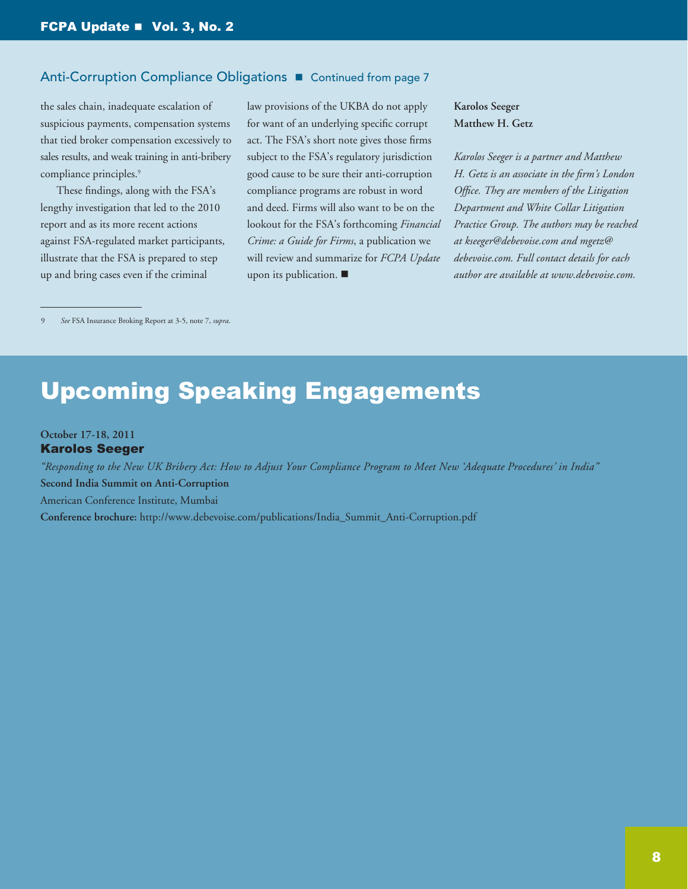## Anti-Corruption Compliance Obligations ■ Continued from page 7

the sales chain, inadequate escalation of suspicious payments, compensation systems that tied broker compensation excessively to sales results, and weak training in anti-bribery compliance principles.[9]

These findings, along with the FSA's lengthy investigation that led to the 2010 report and as its more recent actions against FSA-regulated market participants, illustrate that the FSA is prepared to step up and bring cases even if the criminal law provisions of the UKBA do not apply for want of an underlying specific corrupt act. The FSA's short note gives those firms subject to the FSA's regulatory jurisdiction good cause to be sure their anti-corruption compliance programs are robust in word and deed. Firms will also want to be on the lookout for the FSA's forthcoming *Financial Crime: a Guide for Firms*, a publication we will review and summarize for *FCPA Update* upon its publication. ■

**Karolos Seeger**
**Matthew H. Getz**

*Karolos Seeger is a partner and Matthew H. Getz is an associate in the firm's London Office. They are members of the Litigation Department and White Collar Litigation Practice Group. The authors may be reached at kseeger@debevoise.com and mgetz@debevoise.com. Full contact details for each author are available at www.debevoise.com.*

9 *See* FSA Insurance Broking Report at 3-5, note 7, *supra*.

# Upcoming Speaking Engagements

**October 17-18, 2011**
### Karolos Seeger

*"Responding to the New UK Bribery Act: How to Adjust Your Compliance Program to Meet New 'Adequate Procedures' in India"*
**Second India Summit on Anti-Corruption**
American Conference Institute, Mumbai
**Conference brochure:** http://www.debevoise.com/publications/India_Summit_Anti-Corruption.pdf